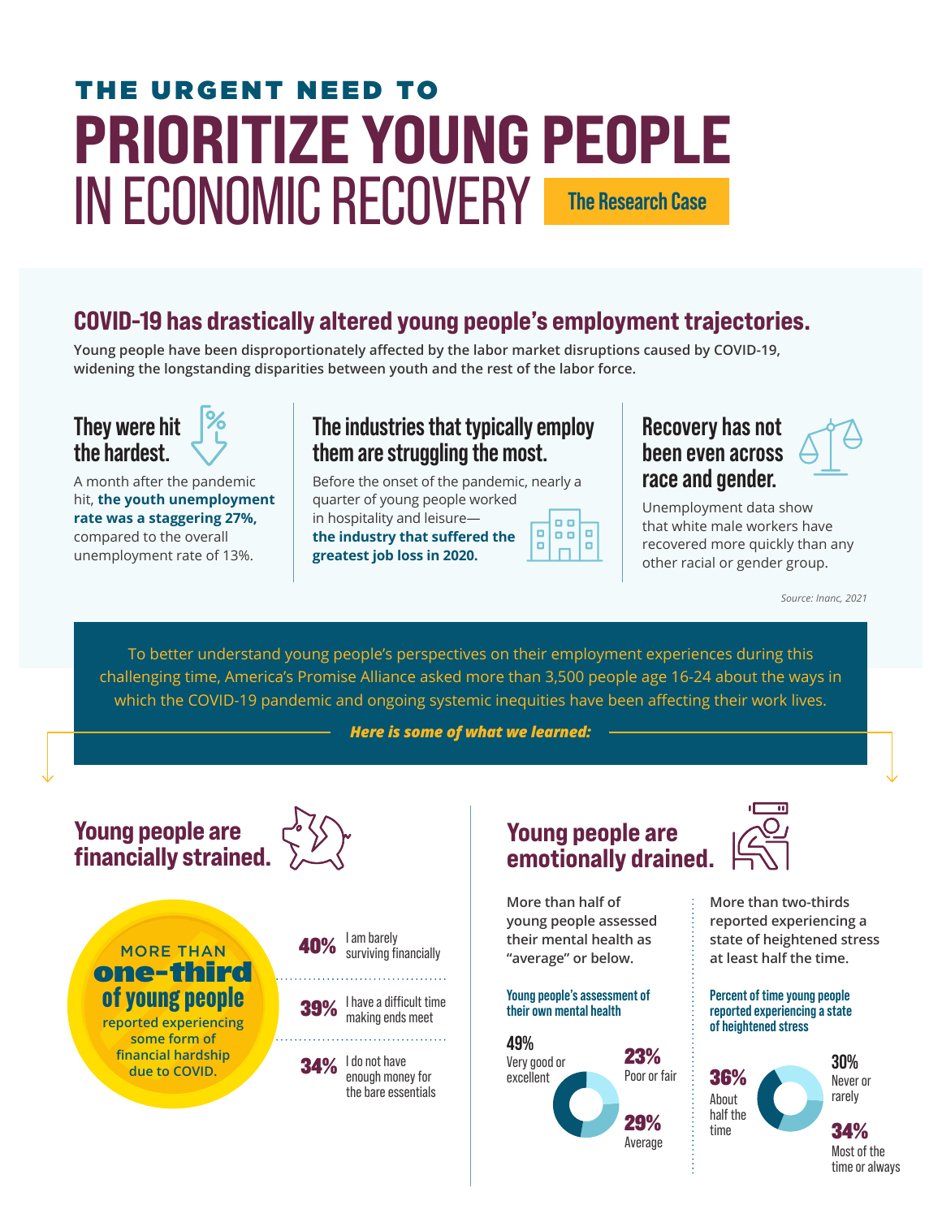# THE URGENT NEED TO PRIORITIZE YOUNG PEOPLE IN ECONOMIC RECOVERY

**The Research Case**

## COVID-19 has drastically altered young people's employment trajectories.

**Young people have been disproportionately affected by the labor market disruptions caused by COVID-19, widening the longstanding disparities between youth and the rest of the labor force.**

### They were hit the hardest.

A month after the pandemic hit, **the youth unemployment rate was a staggering 27%,** compared to the overall unemployment rate of 13%.

### The industries that typically employ them are struggling the most.

Before the onset of the pandemic, nearly a quarter of young people worked in hospitality and leisure—**the industry that suffered the greatest job loss in 2020.**

### Recovery has not been even across race and gender.

Unemployment data show that white male workers have recovered more quickly than any other racial or gender group.

*Source: Inanc, 2021*

To better understand young people's perspectives on their employment experiences during this challenging time, America's Promise Alliance asked more than 3,500 people age 16-24 about the ways in which the COVID-19 pandemic and ongoing systemic inequities have been affecting their work lives.

***Here is some of what we learned:***

## Young people are financially strained.

MORE THAN **one-third of young people** reported experiencing some form of financial hardship due to COVID.

- **40%** I am barely surviving financially
- **39%** I have a difficult time making ends meet
- **34%** I do not have enough money for the bare essentials

## Young people are emotionally drained.

**More than half of young people assessed their mental health as "average" or below.**

**Young people's assessment of their own mental health**

- **49%** Very good or excellent
- **23%** Poor or fair
- **29%** Average

**More than two-thirds reported experiencing a state of heightened stress at least half the time.**

**Percent of time young people reported experiencing a state of heightened stress**

- **36%** About half the time
- **30%** Never or rarely
- **34%** Most of the time or always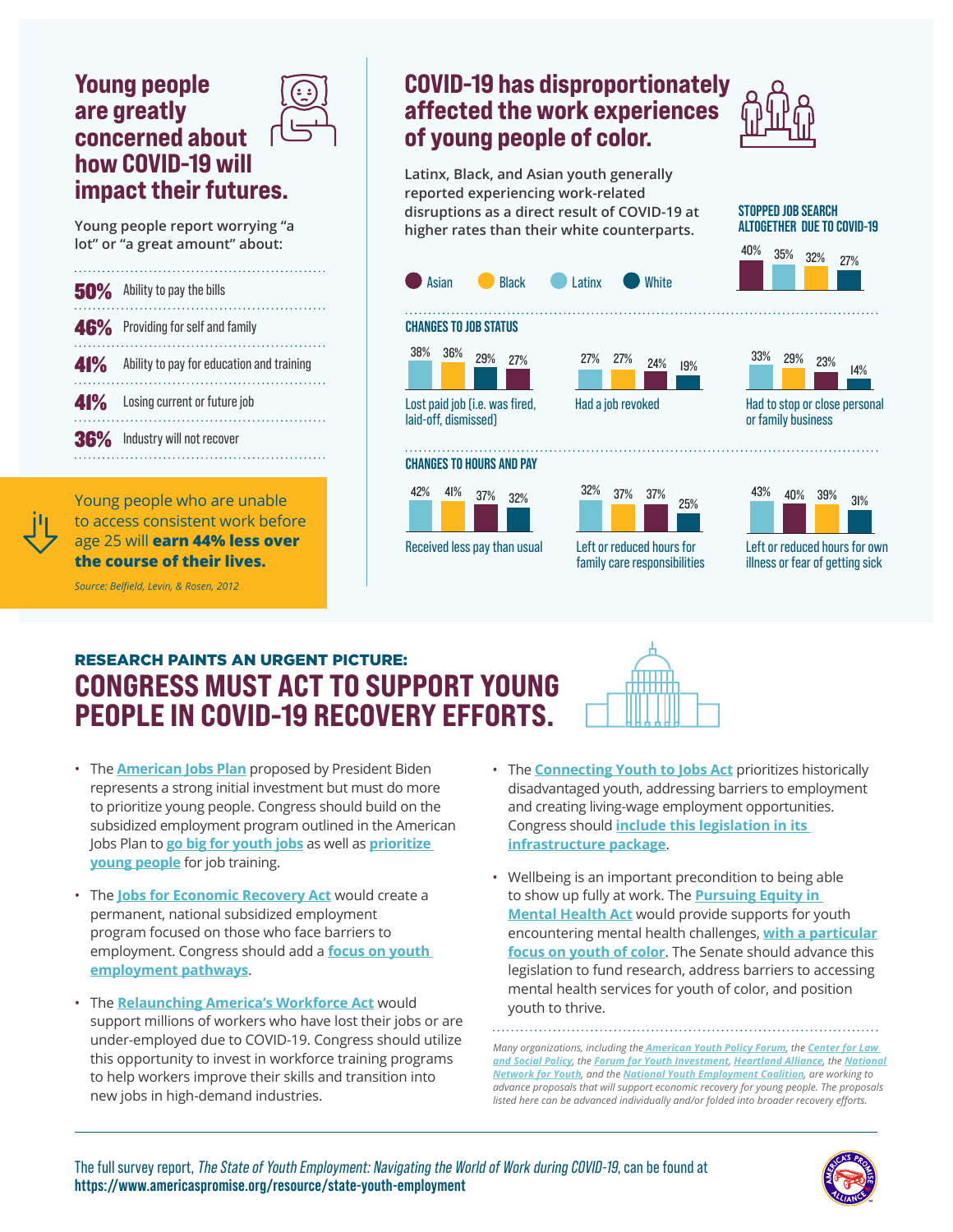## Young people are greatly concerned about how COVID-19 will impact their futures.

Young people report worrying "a lot" or "a great amount" about:

**50%** Ability to pay the bills

**46%** Providing for self and family

**41%** Ability to pay for education and training

**41%** Losing current or future job

**36%** Industry will not recover

Young people who are unable to access consistent work before age 25 will **earn 44% less over the course of their lives.**

*Source: Belfield, Levin, & Rosen, 2012*

## COVID-19 has disproportionately affected the work experiences of young people of color.

**Latinx, Black, and Asian youth generally reported experiencing work-related disruptions as a direct result of COVID-19 at higher rates than their white counterparts.**

Asian Black Latinx White

STOPPED JOB SEARCH ALTOGETHER DUE TO COVID-19

40% 35% 32% 27%

CHANGES TO JOB STATUS

38% 36% 29% 27%
Lost paid job (i.e. was fired, laid-off, dismissed)

27% 27% 24% 19%
Had a job revoked

33% 29% 23% 14%
Had to stop or close personal or family business

CHANGES TO HOURS AND PAY

42% 41% 37% 32%
Received less pay than usual

32% 37% 37% 25%
Left or reduced hours for family care responsibilities

43% 40% 39% 31%
Left or reduced hours for own illness or fear of getting sick

### RESEARCH PAINTS AN URGENT PICTURE:

# CONGRESS MUST ACT TO SUPPORT YOUNG PEOPLE IN COVID-19 RECOVERY EFFORTS.

- The **American Jobs Plan** proposed by President Biden represents a strong initial investment but must do more to prioritize young people. Congress should build on the subsidized employment program outlined in the American Jobs Plan to **go big for youth jobs** as well as **prioritize young people** for job training.
- The **Jobs for Economic Recovery Act** would create a permanent, national subsidized employment program focused on those who face barriers to employment. Congress should add a **focus on youth employment pathways**.
- The **Relaunching America's Workforce Act** would support millions of workers who have lost their jobs or are under-employed due to COVID-19. Congress should utilize this opportunity to invest in workforce training programs to help workers improve their skills and transition into new jobs in high-demand industries.
- The **Connecting Youth to Jobs Act** prioritizes historically disadvantaged youth, addressing barriers to employment and creating living-wage employment opportunities. Congress should **include this legislation in its infrastructure package**.
- Wellbeing is an important precondition to being able to show up fully at work. The **Pursuing Equity in Mental Health Act** would provide supports for youth encountering mental health challenges, **with a particular focus on youth of color**. The Senate should advance this legislation to fund research, address barriers to accessing mental health services for youth of color, and position youth to thrive.

*Many organizations, including the **American Youth Policy Forum**, the **Center for Law and Social Policy**, the **Forum for Youth Investment**, **Heartland Alliance**, the **National Network for Youth**, and the **National Youth Employment Coalition**, are working to advance proposals that will support economic recovery for young people. The proposals listed here can be advanced individually and/or folded into broader recovery efforts.*

The full survey report, *The State of Youth Employment: Navigating the World of Work during COVID-19*, can be found at **https://www.americaspromise.org/resource/state-youth-employment**